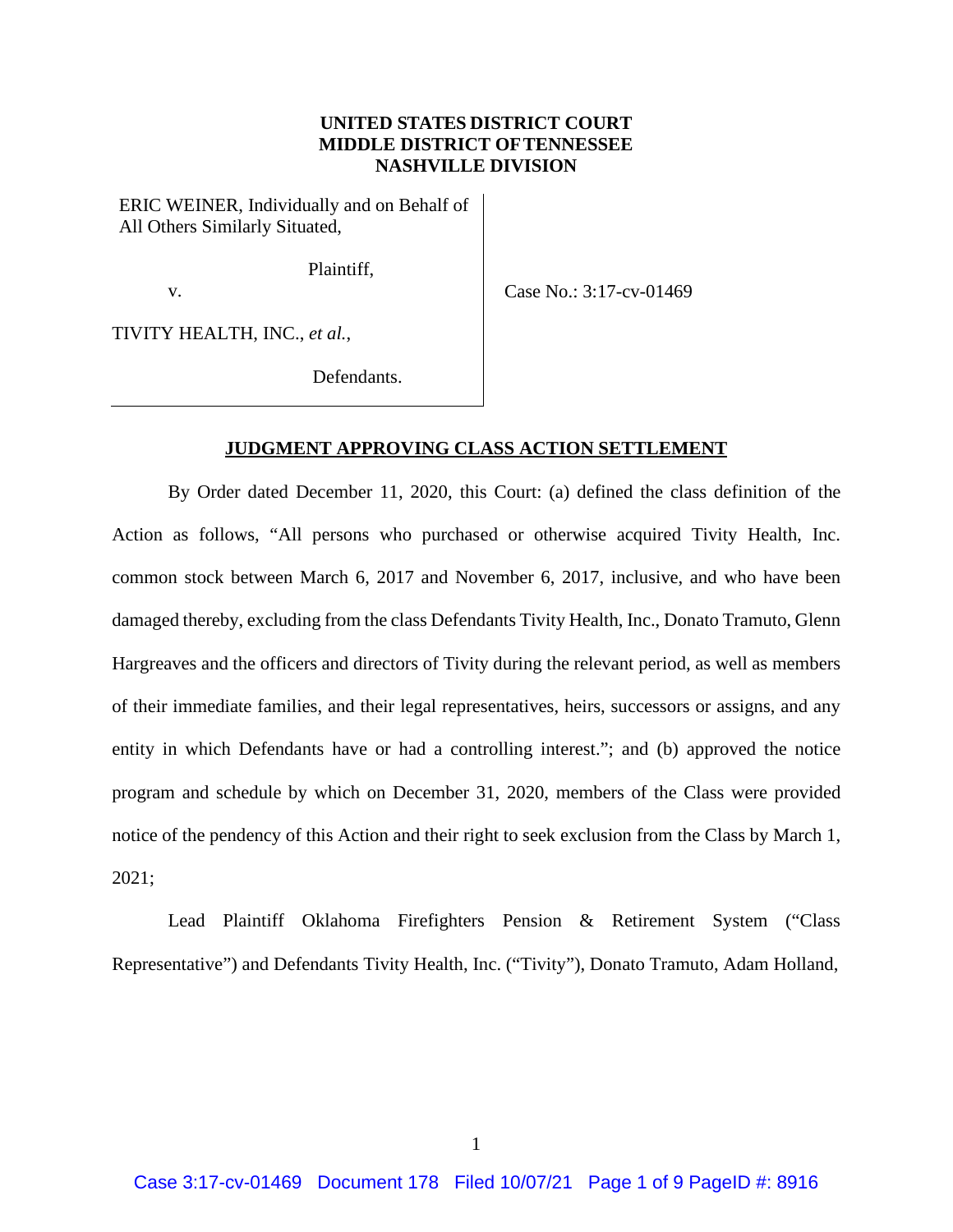**UNITED STATES DISTRICT COURT**
**MIDDLE DISTRICT OF TENNESSEE**
**NASHVILLE DIVISION**

ERIC WEINER, Individually and on Behalf of All Others Similarly Situated,

Plaintiff,

v.

TIVITY HEALTH, INC., *et al.*,

Defendants.

Case No.: 3:17-cv-01469

**JUDGMENT APPROVING CLASS ACTION SETTLEMENT**

By Order dated December 11, 2020, this Court: (a) defined the class definition of the Action as follows, "All persons who purchased or otherwise acquired Tivity Health, Inc. common stock between March 6, 2017 and November 6, 2017, inclusive, and who have been damaged thereby, excluding from the class Defendants Tivity Health, Inc., Donato Tramuto, Glenn Hargreaves and the officers and directors of Tivity during the relevant period, as well as members of their immediate families, and their legal representatives, heirs, successors or assigns, and any entity in which Defendants have or had a controlling interest."; and (b) approved the notice program and schedule by which on December 31, 2020, members of the Class were provided notice of the pendency of this Action and their right to seek exclusion from the Class by March 1, 2021;

Lead Plaintiff Oklahoma Firefighters Pension & Retirement System ("Class Representative") and Defendants Tivity Health, Inc. ("Tivity"), Donato Tramuto, Adam Holland,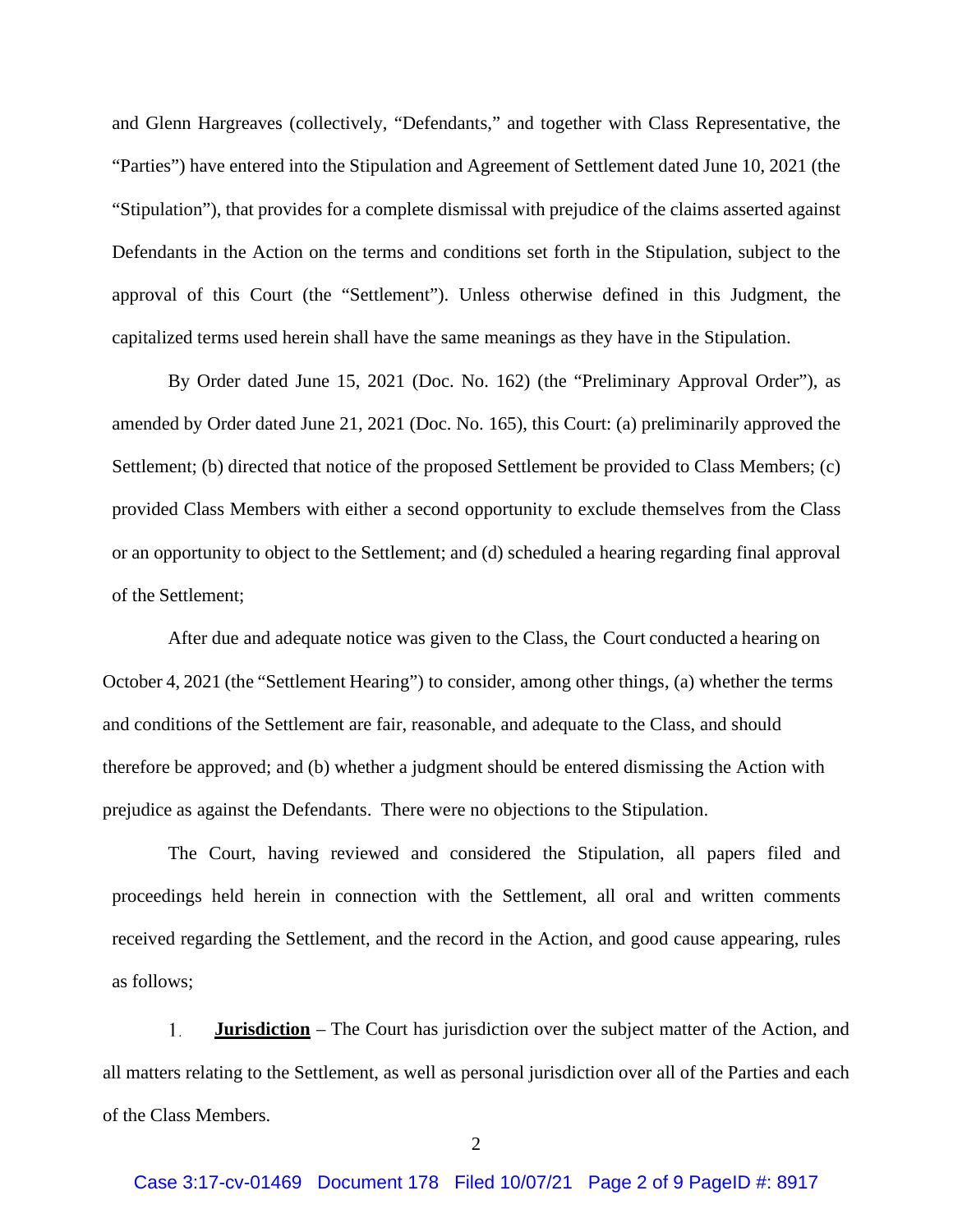and Glenn Hargreaves (collectively, "Defendants," and together with Class Representative, the "Parties") have entered into the Stipulation and Agreement of Settlement dated June 10, 2021 (the "Stipulation"), that provides for a complete dismissal with prejudice of the claims asserted against Defendants in the Action on the terms and conditions set forth in the Stipulation, subject to the approval of this Court (the "Settlement"). Unless otherwise defined in this Judgment, the capitalized terms used herein shall have the same meanings as they have in the Stipulation.

By Order dated June 15, 2021 (Doc. No. 162) (the "Preliminary Approval Order"), as amended by Order dated June 21, 2021 (Doc. No. 165), this Court: (a) preliminarily approved the Settlement; (b) directed that notice of the proposed Settlement be provided to Class Members; (c) provided Class Members with either a second opportunity to exclude themselves from the Class or an opportunity to object to the Settlement; and (d) scheduled a hearing regarding final approval of the Settlement;

After due and adequate notice was given to the Class, the Court conducted a hearing on October 4, 2021 (the "Settlement Hearing") to consider, among other things, (a) whether the terms and conditions of the Settlement are fair, reasonable, and adequate to the Class, and should therefore be approved; and (b) whether a judgment should be entered dismissing the Action with prejudice as against the Defendants. There were no objections to the Stipulation.

The Court, having reviewed and considered the Stipulation, all papers filed and proceedings held herein in connection with the Settlement, all oral and written comments received regarding the Settlement, and the record in the Action, and good cause appearing, rules as follows;

1. **Jurisdiction** – The Court has jurisdiction over the subject matter of the Action, and all matters relating to the Settlement, as well as personal jurisdiction over all of the Parties and each of the Class Members.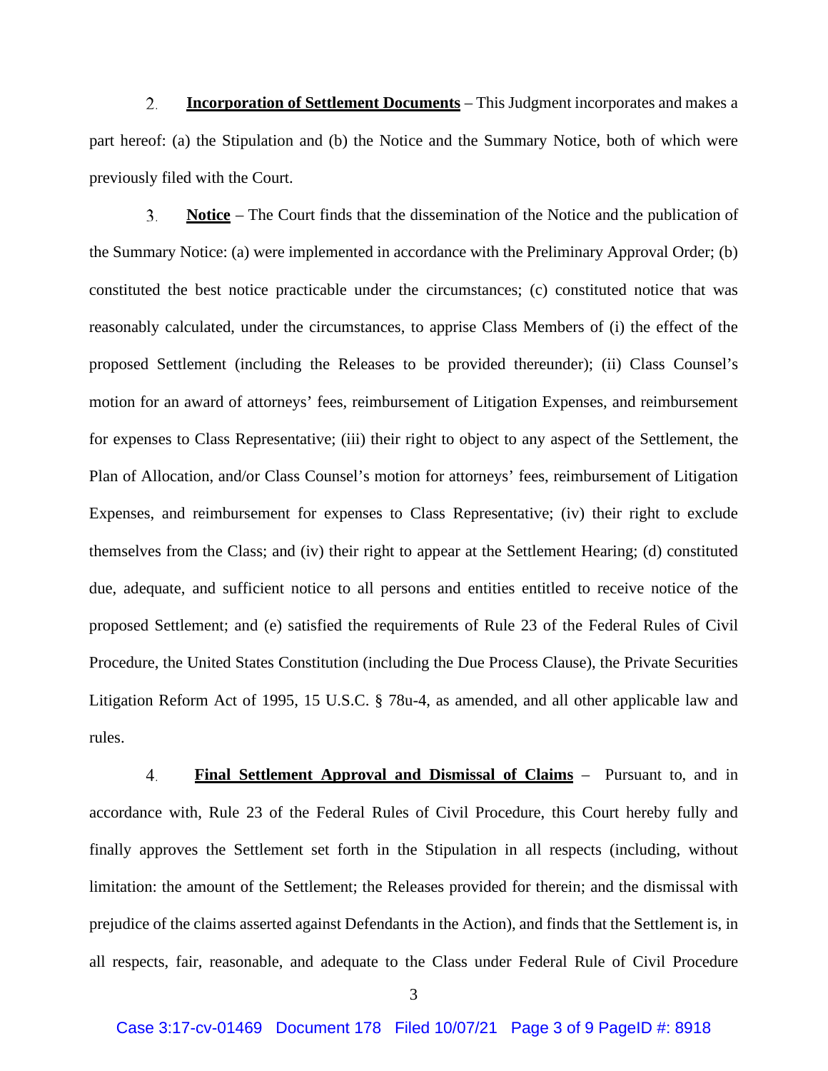2. **Incorporation of Settlement Documents** – This Judgment incorporates and makes a part hereof: (a) the Stipulation and (b) the Notice and the Summary Notice, both of which were previously filed with the Court.

3. **Notice** – The Court finds that the dissemination of the Notice and the publication of the Summary Notice: (a) were implemented in accordance with the Preliminary Approval Order; (b) constituted the best notice practicable under the circumstances; (c) constituted notice that was reasonably calculated, under the circumstances, to apprise Class Members of (i) the effect of the proposed Settlement (including the Releases to be provided thereunder); (ii) Class Counsel's motion for an award of attorneys' fees, reimbursement of Litigation Expenses, and reimbursement for expenses to Class Representative; (iii) their right to object to any aspect of the Settlement, the Plan of Allocation, and/or Class Counsel's motion for attorneys' fees, reimbursement of Litigation Expenses, and reimbursement for expenses to Class Representative; (iv) their right to exclude themselves from the Class; and (iv) their right to appear at the Settlement Hearing; (d) constituted due, adequate, and sufficient notice to all persons and entities entitled to receive notice of the proposed Settlement; and (e) satisfied the requirements of Rule 23 of the Federal Rules of Civil Procedure, the United States Constitution (including the Due Process Clause), the Private Securities Litigation Reform Act of 1995, 15 U.S.C. § 78u-4, as amended, and all other applicable law and rules.

4. **Final Settlement Approval and Dismissal of Claims** – Pursuant to, and in accordance with, Rule 23 of the Federal Rules of Civil Procedure, this Court hereby fully and finally approves the Settlement set forth in the Stipulation in all respects (including, without limitation: the amount of the Settlement; the Releases provided for therein; and the dismissal with prejudice of the claims asserted against Defendants in the Action), and finds that the Settlement is, in all respects, fair, reasonable, and adequate to the Class under Federal Rule of Civil Procedure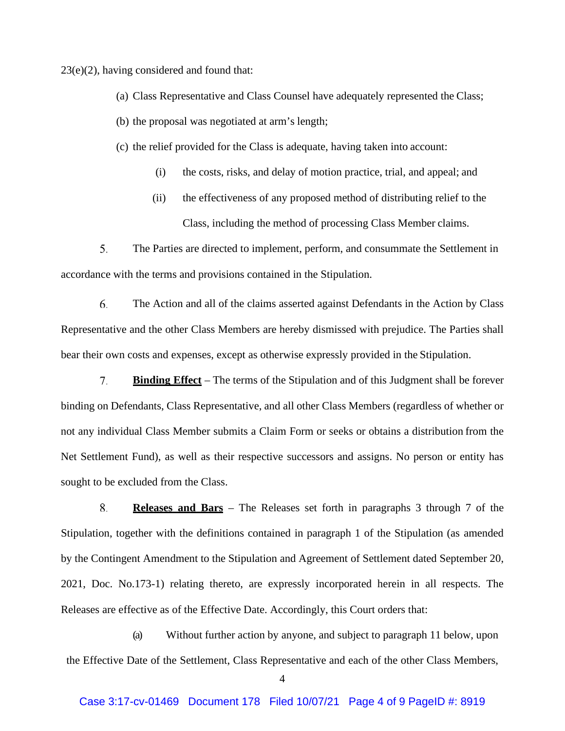23(e)(2), having considered and found that:

(a) Class Representative and Class Counsel have adequately represented the Class;

(b) the proposal was negotiated at arm's length;

(c) the relief provided for the Class is adequate, having taken into account:

(i) the costs, risks, and delay of motion practice, trial, and appeal; and

(ii) the effectiveness of any proposed method of distributing relief to the Class, including the method of processing Class Member claims.

5. The Parties are directed to implement, perform, and consummate the Settlement in accordance with the terms and provisions contained in the Stipulation.

6. The Action and all of the claims asserted against Defendants in the Action by Class Representative and the other Class Members are hereby dismissed with prejudice. The Parties shall bear their own costs and expenses, except as otherwise expressly provided in the Stipulation.

7. **Binding Effect** – The terms of the Stipulation and of this Judgment shall be forever binding on Defendants, Class Representative, and all other Class Members (regardless of whether or not any individual Class Member submits a Claim Form or seeks or obtains a distribution from the Net Settlement Fund), as well as their respective successors and assigns. No person or entity has sought to be excluded from the Class.

8. **Releases and Bars** – The Releases set forth in paragraphs 3 through 7 of the Stipulation, together with the definitions contained in paragraph 1 of the Stipulation (as amended by the Contingent Amendment to the Stipulation and Agreement of Settlement dated September 20, 2021, Doc. No.173-1) relating thereto, are expressly incorporated herein in all respects. The Releases are effective as of the Effective Date. Accordingly, this Court orders that:

(a) Without further action by anyone, and subject to paragraph 11 below, upon the Effective Date of the Settlement, Class Representative and each of the other Class Members,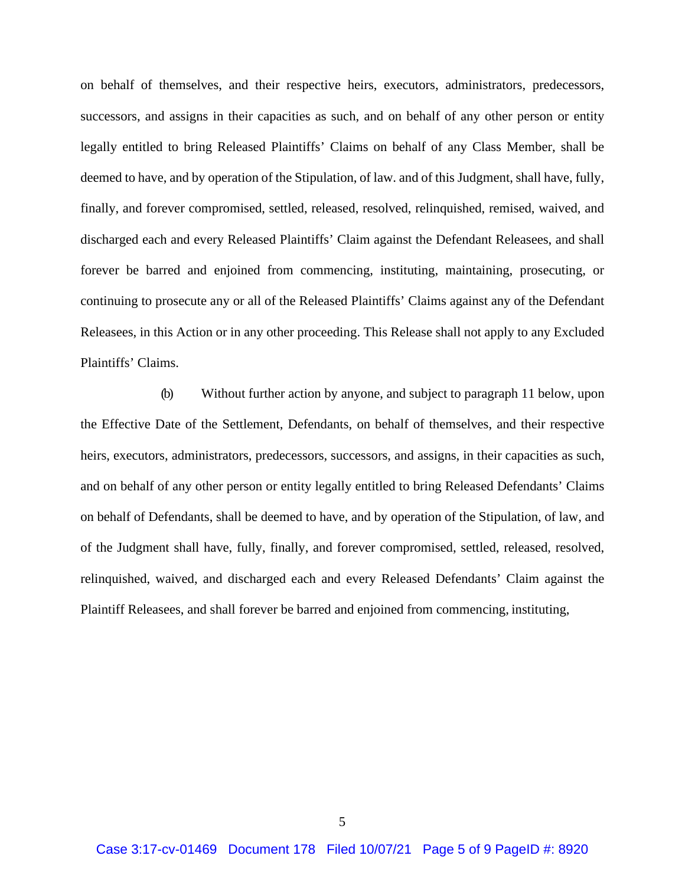on behalf of themselves, and their respective heirs, executors, administrators, predecessors, successors, and assigns in their capacities as such, and on behalf of any other person or entity legally entitled to bring Released Plaintiffs' Claims on behalf of any Class Member, shall be deemed to have, and by operation of the Stipulation, of law. and of this Judgment, shall have, fully, finally, and forever compromised, settled, released, resolved, relinquished, remised, waived, and discharged each and every Released Plaintiffs' Claim against the Defendant Releasees, and shall forever be barred and enjoined from commencing, instituting, maintaining, prosecuting, or continuing to prosecute any or all of the Released Plaintiffs' Claims against any of the Defendant Releasees, in this Action or in any other proceeding. This Release shall not apply to any Excluded Plaintiffs' Claims.

(b) Without further action by anyone, and subject to paragraph 11 below, upon the Effective Date of the Settlement, Defendants, on behalf of themselves, and their respective heirs, executors, administrators, predecessors, successors, and assigns, in their capacities as such, and on behalf of any other person or entity legally entitled to bring Released Defendants' Claims on behalf of Defendants, shall be deemed to have, and by operation of the Stipulation, of law, and of the Judgment shall have, fully, finally, and forever compromised, settled, released, resolved, relinquished, waived, and discharged each and every Released Defendants' Claim against the Plaintiff Releasees, and shall forever be barred and enjoined from commencing, instituting,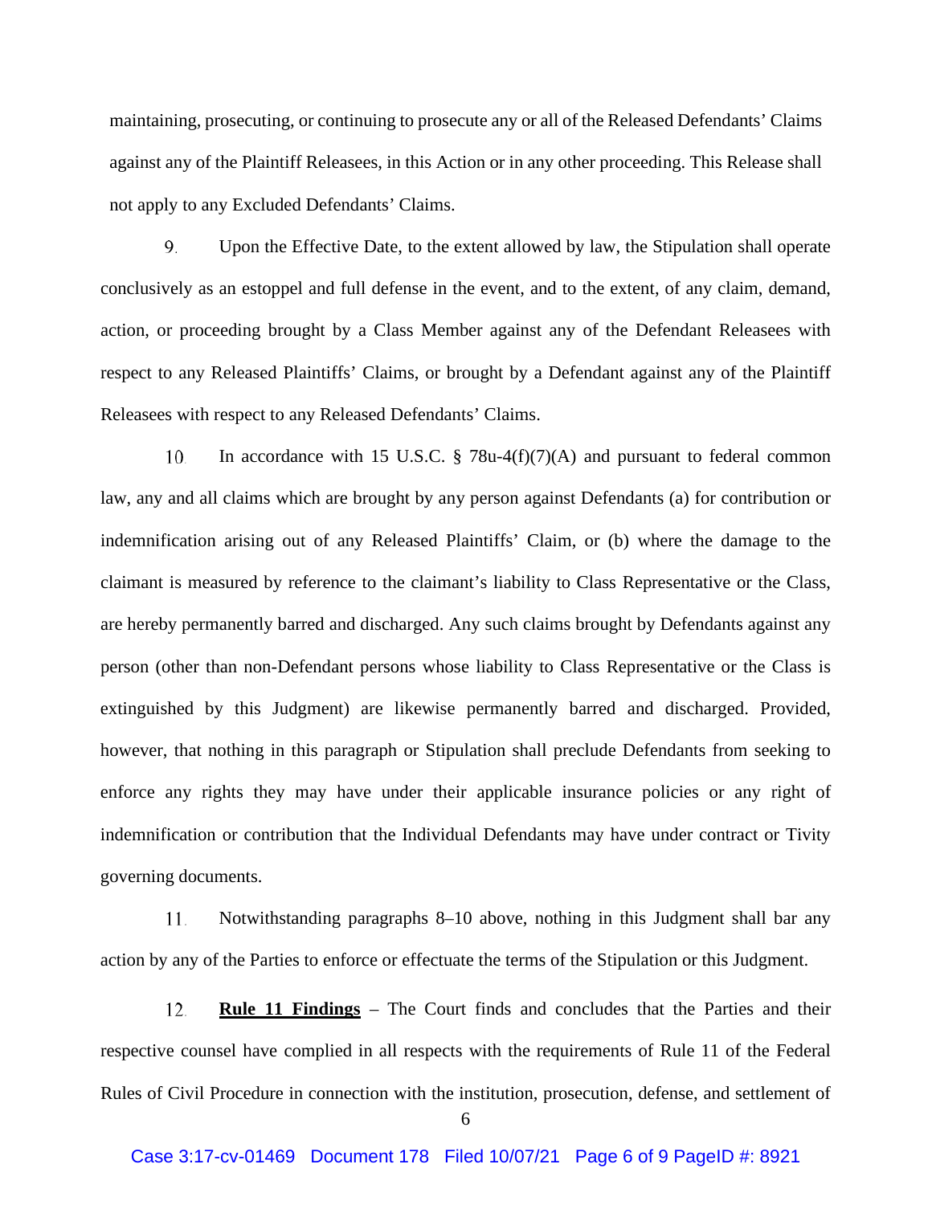maintaining, prosecuting, or continuing to prosecute any or all of the Released Defendants' Claims against any of the Plaintiff Releasees, in this Action or in any other proceeding. This Release shall not apply to any Excluded Defendants' Claims.

9. Upon the Effective Date, to the extent allowed by law, the Stipulation shall operate conclusively as an estoppel and full defense in the event, and to the extent, of any claim, demand, action, or proceeding brought by a Class Member against any of the Defendant Releasees with respect to any Released Plaintiffs' Claims, or brought by a Defendant against any of the Plaintiff Releasees with respect to any Released Defendants' Claims.

10. In accordance with 15 U.S.C. § 78u-4(f)(7)(A) and pursuant to federal common law, any and all claims which are brought by any person against Defendants (a) for contribution or indemnification arising out of any Released Plaintiffs' Claim, or (b) where the damage to the claimant is measured by reference to the claimant's liability to Class Representative or the Class, are hereby permanently barred and discharged. Any such claims brought by Defendants against any person (other than non-Defendant persons whose liability to Class Representative or the Class is extinguished by this Judgment) are likewise permanently barred and discharged. Provided, however, that nothing in this paragraph or Stipulation shall preclude Defendants from seeking to enforce any rights they may have under their applicable insurance policies or any right of indemnification or contribution that the Individual Defendants may have under contract or Tivity governing documents.

11. Notwithstanding paragraphs 8–10 above, nothing in this Judgment shall bar any action by any of the Parties to enforce or effectuate the terms of the Stipulation or this Judgment.

12. **<u>Rule 11 Findings</u>** – The Court finds and concludes that the Parties and their respective counsel have complied in all respects with the requirements of Rule 11 of the Federal Rules of Civil Procedure in connection with the institution, prosecution, defense, and settlement of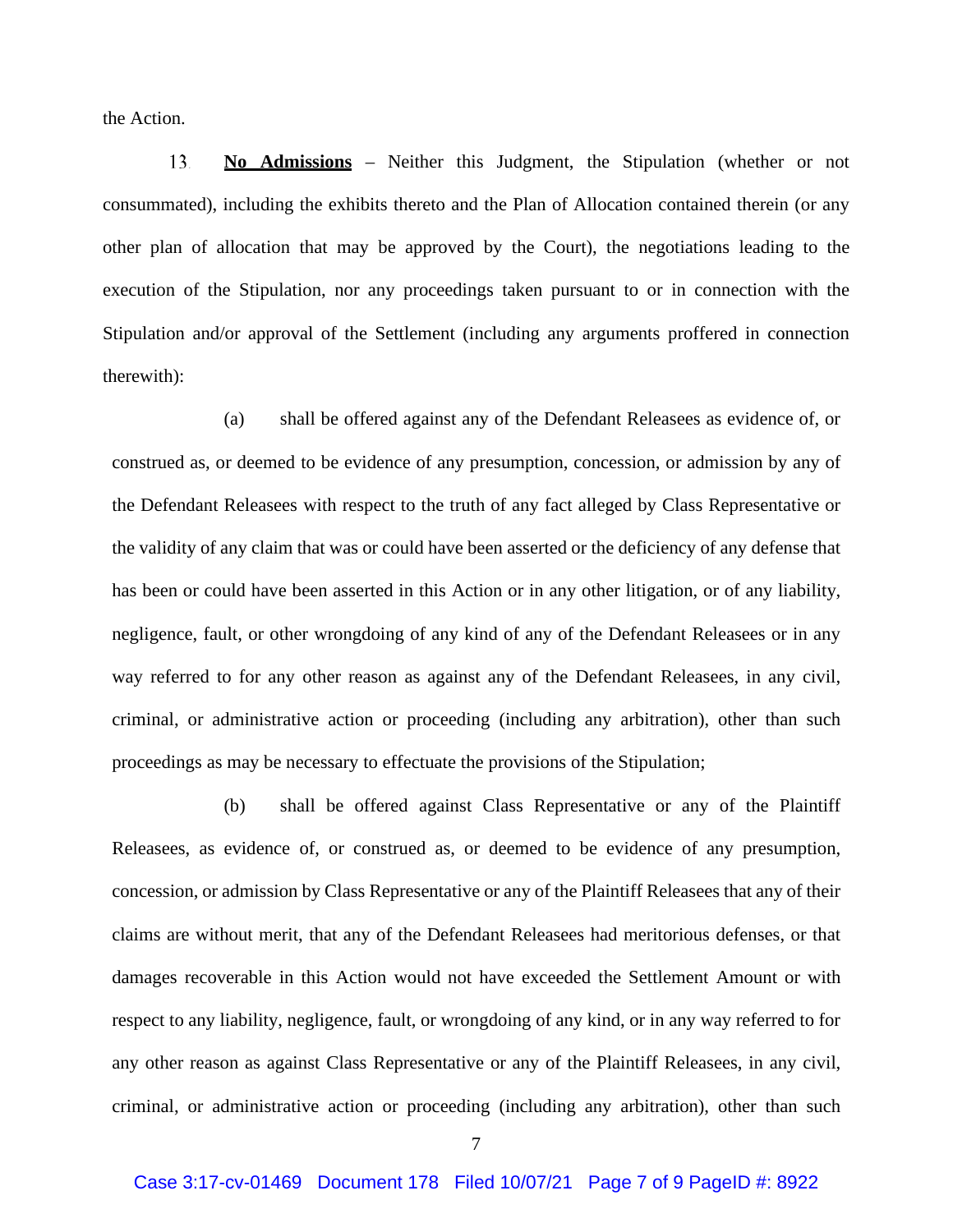the Action.

13. **No Admissions** – Neither this Judgment, the Stipulation (whether or not consummated), including the exhibits thereto and the Plan of Allocation contained therein (or any other plan of allocation that may be approved by the Court), the negotiations leading to the execution of the Stipulation, nor any proceedings taken pursuant to or in connection with the Stipulation and/or approval of the Settlement (including any arguments proffered in connection therewith):

(a) shall be offered against any of the Defendant Releasees as evidence of, or construed as, or deemed to be evidence of any presumption, concession, or admission by any of the Defendant Releasees with respect to the truth of any fact alleged by Class Representative or the validity of any claim that was or could have been asserted or the deficiency of any defense that has been or could have been asserted in this Action or in any other litigation, or of any liability, negligence, fault, or other wrongdoing of any kind of any of the Defendant Releasees or in any way referred to for any other reason as against any of the Defendant Releasees, in any civil, criminal, or administrative action or proceeding (including any arbitration), other than such proceedings as may be necessary to effectuate the provisions of the Stipulation;

(b) shall be offered against Class Representative or any of the Plaintiff Releasees, as evidence of, or construed as, or deemed to be evidence of any presumption, concession, or admission by Class Representative or any of the Plaintiff Releasees that any of their claims are without merit, that any of the Defendant Releasees had meritorious defenses, or that damages recoverable in this Action would not have exceeded the Settlement Amount or with respect to any liability, negligence, fault, or wrongdoing of any kind, or in any way referred to for any other reason as against Class Representative or any of the Plaintiff Releasees, in any civil, criminal, or administrative action or proceeding (including any arbitration), other than such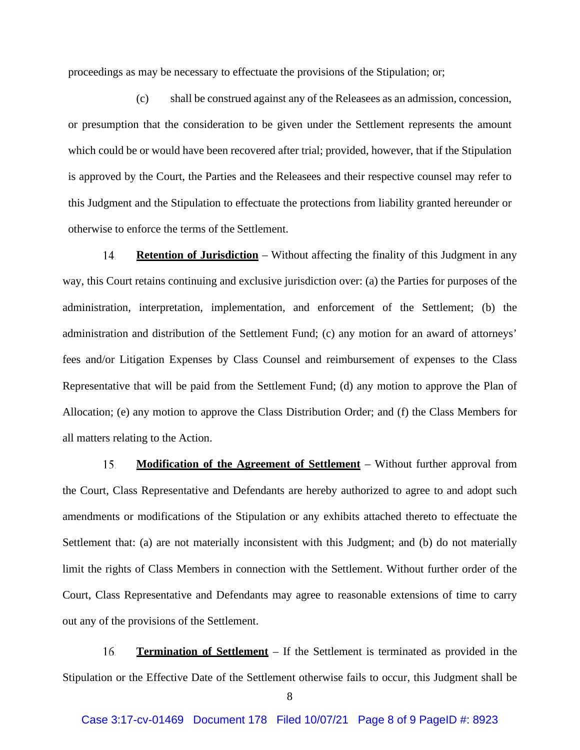proceedings as may be necessary to effectuate the provisions of the Stipulation; or;

(c) shall be construed against any of the Releasees as an admission, concession, or presumption that the consideration to be given under the Settlement represents the amount which could be or would have been recovered after trial; provided, however, that if the Stipulation is approved by the Court, the Parties and the Releasees and their respective counsel may refer to this Judgment and the Stipulation to effectuate the protections from liability granted hereunder or otherwise to enforce the terms of the Settlement.

14. **Retention of Jurisdiction** – Without affecting the finality of this Judgment in any way, this Court retains continuing and exclusive jurisdiction over: (a) the Parties for purposes of the administration, interpretation, implementation, and enforcement of the Settlement; (b) the administration and distribution of the Settlement Fund; (c) any motion for an award of attorneys' fees and/or Litigation Expenses by Class Counsel and reimbursement of expenses to the Class Representative that will be paid from the Settlement Fund; (d) any motion to approve the Plan of Allocation; (e) any motion to approve the Class Distribution Order; and (f) the Class Members for all matters relating to the Action.

15. **Modification of the Agreement of Settlement** – Without further approval from the Court, Class Representative and Defendants are hereby authorized to agree to and adopt such amendments or modifications of the Stipulation or any exhibits attached thereto to effectuate the Settlement that: (a) are not materially inconsistent with this Judgment; and (b) do not materially limit the rights of Class Members in connection with the Settlement. Without further order of the Court, Class Representative and Defendants may agree to reasonable extensions of time to carry out any of the provisions of the Settlement.

16. **Termination of Settlement** – If the Settlement is terminated as provided in the Stipulation or the Effective Date of the Settlement otherwise fails to occur, this Judgment shall be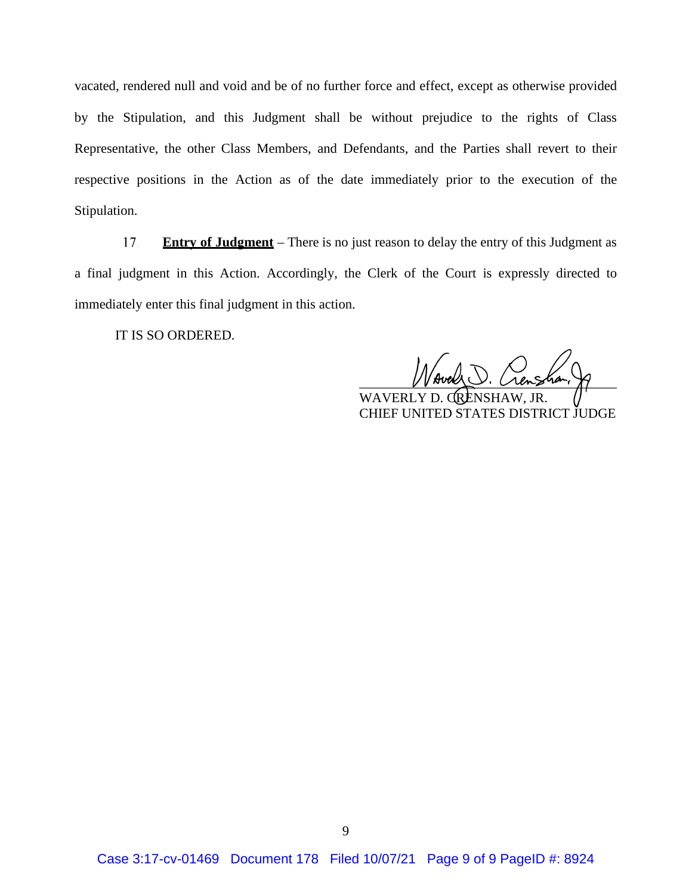vacated, rendered null and void and be of no further force and effect, except as otherwise provided by the Stipulation, and this Judgment shall be without prejudice to the rights of Class Representative, the other Class Members, and Defendants, and the Parties shall revert to their respective positions in the Action as of the date immediately prior to the execution of the Stipulation.

17. **Entry of Judgment** – There is no just reason to delay the entry of this Judgment as a final judgment in this Action. Accordingly, the Clerk of the Court is expressly directed to immediately enter this final judgment in this action.

IT IS SO ORDERED.

WAVERLY D. CRENSHAW, JR.
CHIEF UNITED STATES DISTRICT JUDGE